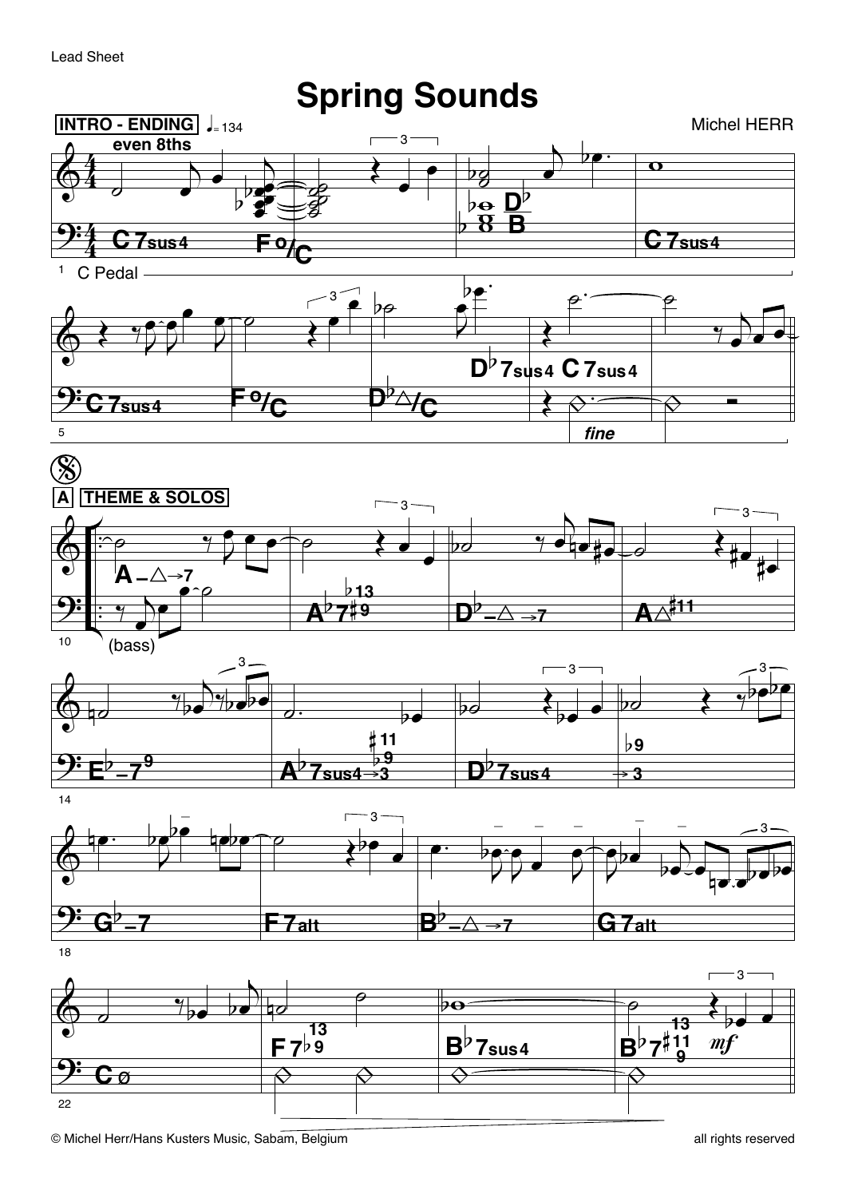Lead Sheet

# Spring Sounds

Michel HERR

INTRO - ENDING ♩= 134

even 8ths

C7sus4 | F°/C | D♭/B | C7sus4

C Pedal

C7sus4 | F°/C | D♭△/C | D♭7sus4 C7sus4

*fine*

A THEME & SOLOS

A–△→7 | A♭7♯9 ♭13 | D♭–△→7 | A△♯11

(bass)

E♭–7 9 | A♭7sus4→3 ♭9 ♯11 | D♭7sus4 | →3 ♭9

G♭–7 | F7alt | B♭–△→7 | G7alt

Cø | F7♭9 13 | B♭7sus4 | B♭7♯11 9 13

*mf*

© Michel Herr/Hans Kusters Music, Sabam, Belgium — all rights reserved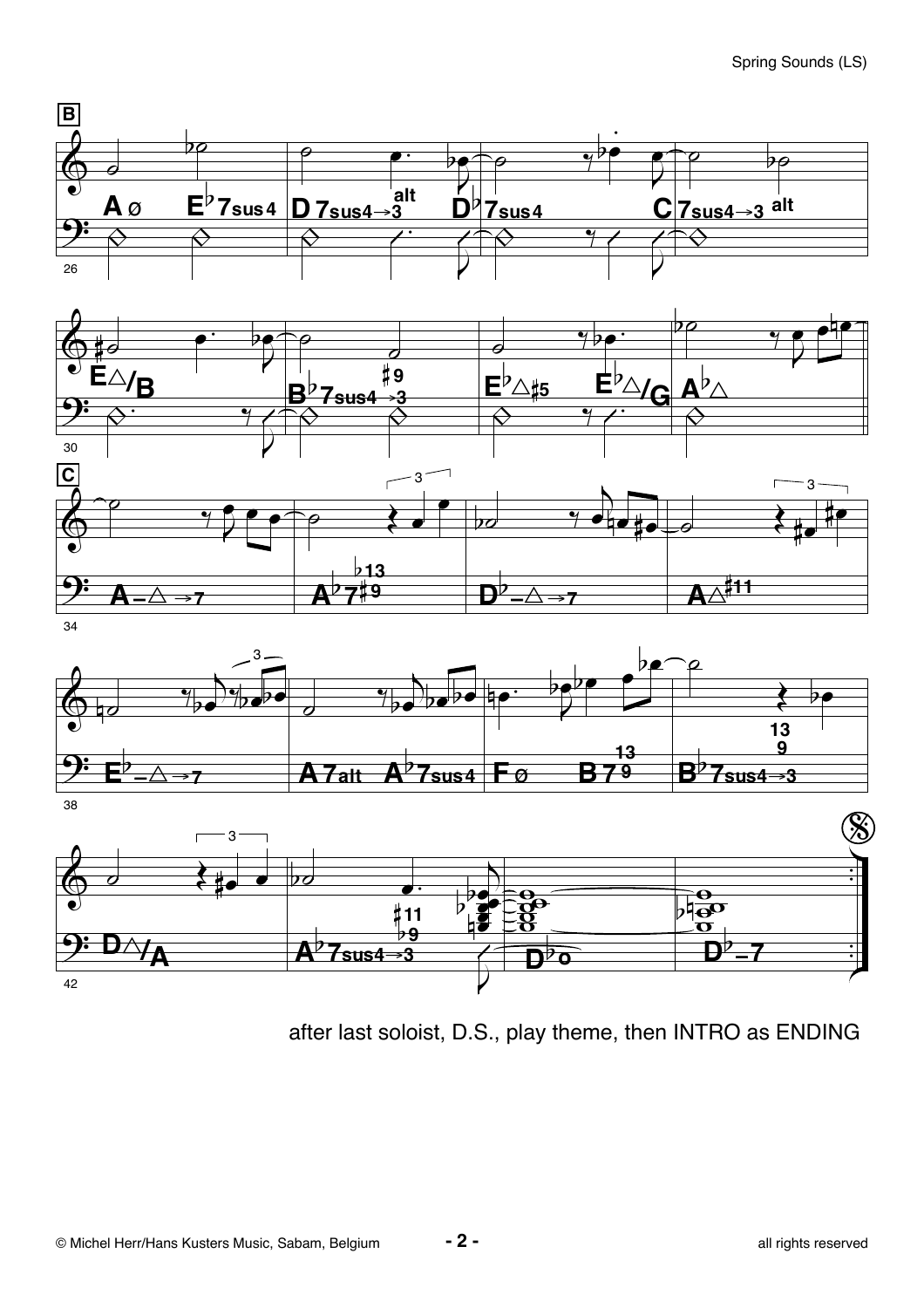after last soloist, D.S., play theme, then INTRO as ENDING

© Michel Herr/Hans Kusters Music, Sabam, Belgium

all rights reserved